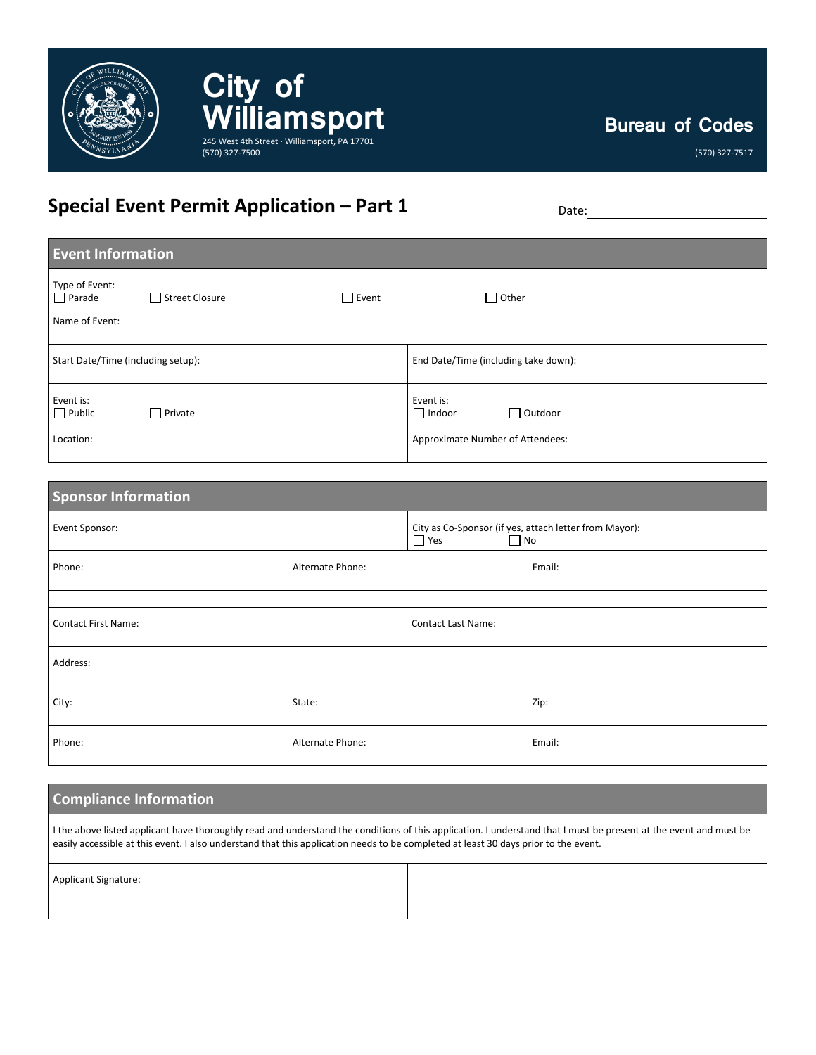# City of Williamsport

245 West 4th Street · Williamsport, PA 17701
(570) 327-7500

**Bureau of Codes**

(570) 327-7517

## Special Event Permit Application – Part 1

Date: ______________________

### Event Information

| | |
|---|---|
| Type of Event: ☐ Parade ☐ Street Closure ☐ Event ☐ Other | |
| Name of Event: | |
| Start Date/Time (including setup): | End Date/Time (including take down): |
| Event is: ☐ Public ☐ Private | Event is: ☐ Indoor ☐ Outdoor |
| Location: | Approximate Number of Attendees: |

### Sponsor Information

| | | |
|---|---|---|
| Event Sponsor: | City as Co-Sponsor (if yes, attach letter from Mayor): ☐ Yes ☐ No | |
| Phone: | Alternate Phone: | Email: |
| | | |
| Contact First Name: | Contact Last Name: | |
| Address: | | |
| City: | State: | Zip: |
| Phone: | Alternate Phone: | Email: |

### Compliance Information

I the above listed applicant have thoroughly read and understand the conditions of this application. I understand that I must be present at the event and must be easily accessible at this event. I also understand that this application needs to be completed at least 30 days prior to the event.

| | |
|---|---|
| Applicant Signature: | |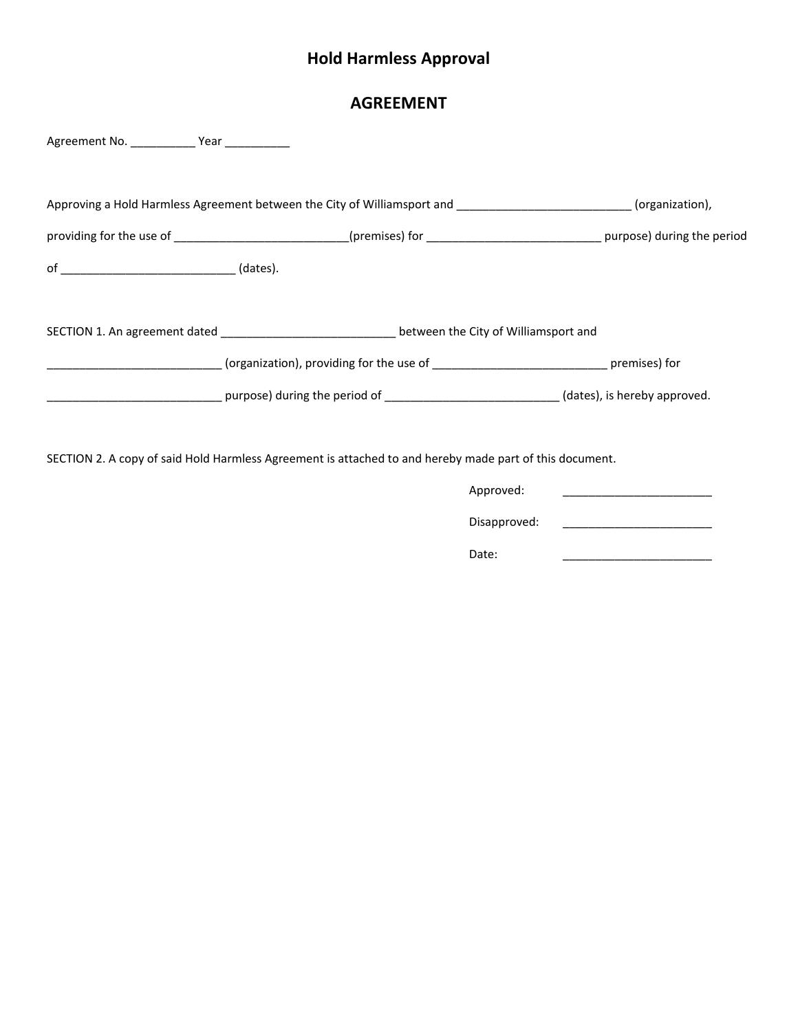# Hold Harmless Approval

## AGREEMENT

Agreement No. __________ Year __________

Approving a Hold Harmless Agreement between the City of Williamsport and ___________________________ (organization), providing for the use of ___________________________(premises) for ___________________________ purpose) during the period of ___________________________ (dates).

SECTION 1. An agreement dated ___________________________ between the City of Williamsport and ___________________________ (organization), providing for the use of ___________________________ premises) for ___________________________ purpose) during the period of ___________________________ (dates), is hereby approved.

SECTION 2. A copy of said Hold Harmless Agreement is attached to and hereby made part of this document.

Approved: _______________________

Disapproved: _______________________

Date: _______________________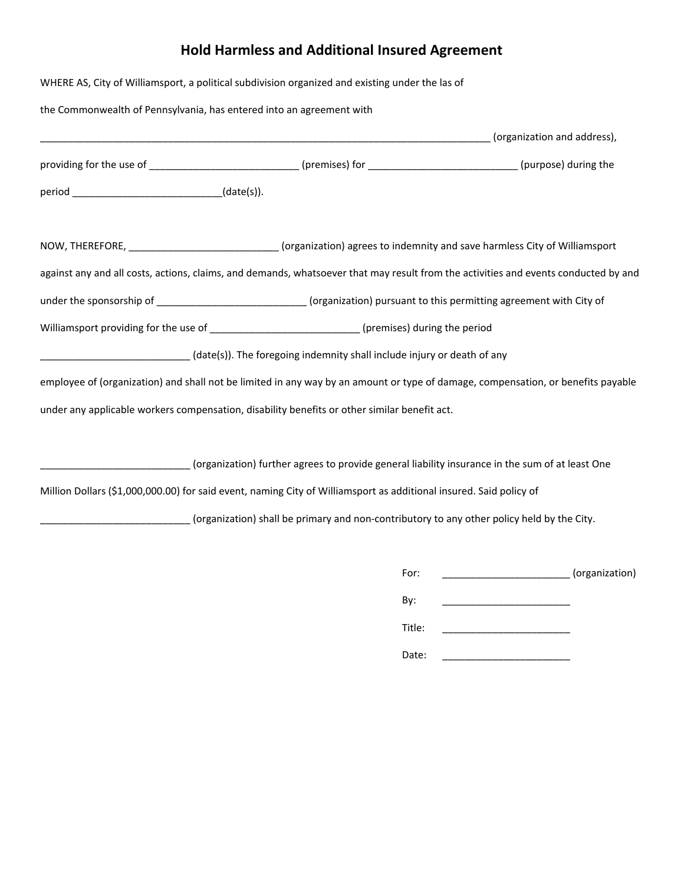# Hold Harmless and Additional Insured Agreement

WHERE AS, City of Williamsport, a political subdivision organized and existing under the las of the Commonwealth of Pennsylvania, has entered into an agreement with

_________________________________________________________________________________ (organization and address), providing for the use of ___________________________ (premises) for ___________________________ (purpose) during the period ___________________________(date(s)).

NOW, THEREFORE, ___________________________ (organization) agrees to indemnity and save harmless City of Williamsport against any and all costs, actions, claims, and demands, whatsoever that may result from the activities and events conducted by and under the sponsorship of ___________________________ (organization) pursuant to this permitting agreement with City of Williamsport providing for the use of ___________________________ (premises) during the period ___________________________ (date(s)). The foregoing indemnity shall include injury or death of any employee of (organization) and shall not be limited in any way by an amount or type of damage, compensation, or benefits payable under any applicable workers compensation, disability benefits or other similar benefit act.

___________________________ (organization) further agrees to provide general liability insurance in the sum of at least One Million Dollars ($1,000,000.00) for said event, naming City of Williamsport as additional insured. Said policy of ___________________________ (organization) shall be primary and non-contributory to any other policy held by the City.

For: _______________________ (organization)

By: _______________________

Title: _______________________

Date: _______________________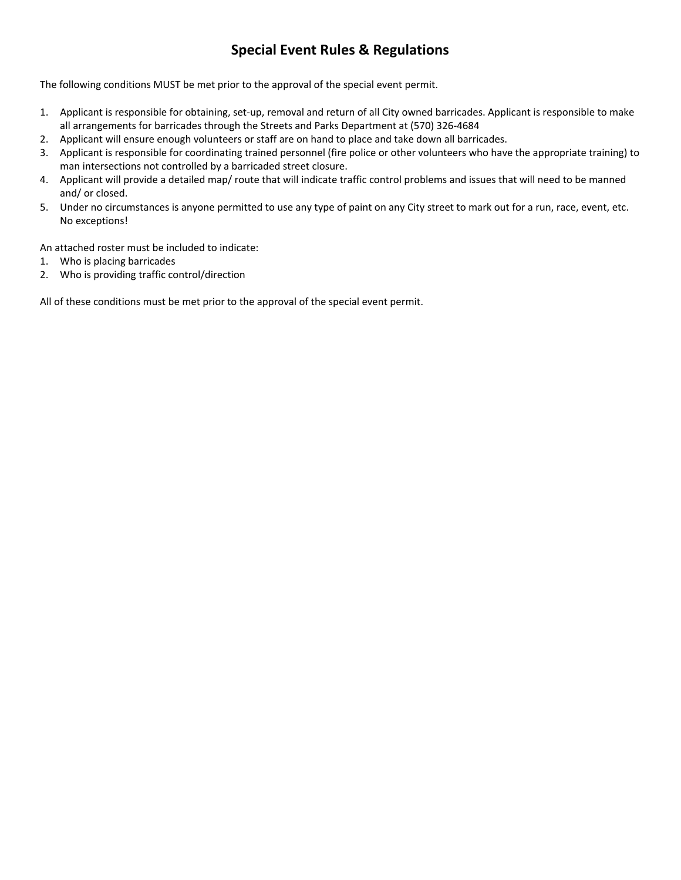# Special Event Rules & Regulations

The following conditions MUST be met prior to the approval of the special event permit.

1. Applicant is responsible for obtaining, set-up, removal and return of all City owned barricades. Applicant is responsible to make all arrangements for barricades through the Streets and Parks Department at (570) 326-4684
2. Applicant will ensure enough volunteers or staff are on hand to place and take down all barricades.
3. Applicant is responsible for coordinating trained personnel (fire police or other volunteers who have the appropriate training) to man intersections not controlled by a barricaded street closure.
4. Applicant will provide a detailed map/ route that will indicate traffic control problems and issues that will need to be manned and/ or closed.
5. Under no circumstances is anyone permitted to use any type of paint on any City street to mark out for a run, race, event, etc. No exceptions!

An attached roster must be included to indicate:

1. Who is placing barricades
2. Who is providing traffic control/direction

All of these conditions must be met prior to the approval of the special event permit.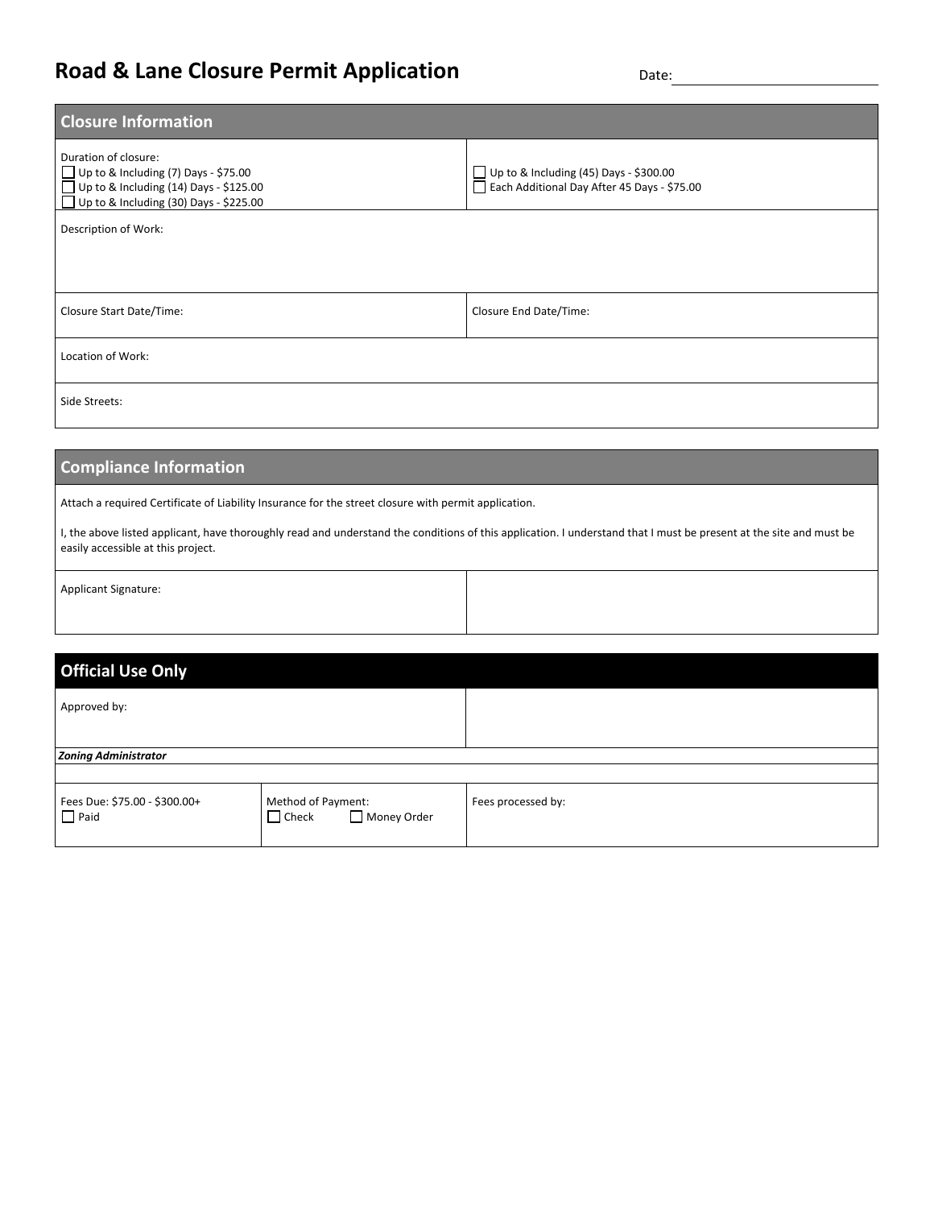# Road & Lane Closure Permit Application

Date: ____________________

## Closure Information

| | |
|---|---|
| Duration of closure:<br>☐ Up to & Including (7) Days - $75.00<br>☐ Up to & Including (14) Days - $125.00<br>☐ Up to & Including (30) Days - $225.00 | ☐ Up to & Including (45) Days - $300.00<br>☐ Each Additional Day After 45 Days - $75.00 |
| Description of Work: | |
| Closure Start Date/Time: | Closure End Date/Time: |
| Location of Work: | |
| Side Streets: | |

## Compliance Information

Attach a required Certificate of Liability Insurance for the street closure with permit application.

I, the above listed applicant, have thoroughly read and understand the conditions of this application. I understand that I must be present at the site and must be easily accessible at this project.

| | |
|---|---|
| Applicant Signature: | |

## Official Use Only

| | | |
|---|---|---|
| Approved by: | | |
| ***Zoning Administrator*** | | |
| | | |
| Fees Due: $75.00 - $300.00+<br>☐ Paid | Method of Payment:<br>☐ Check ☐ Money Order | Fees processed by: |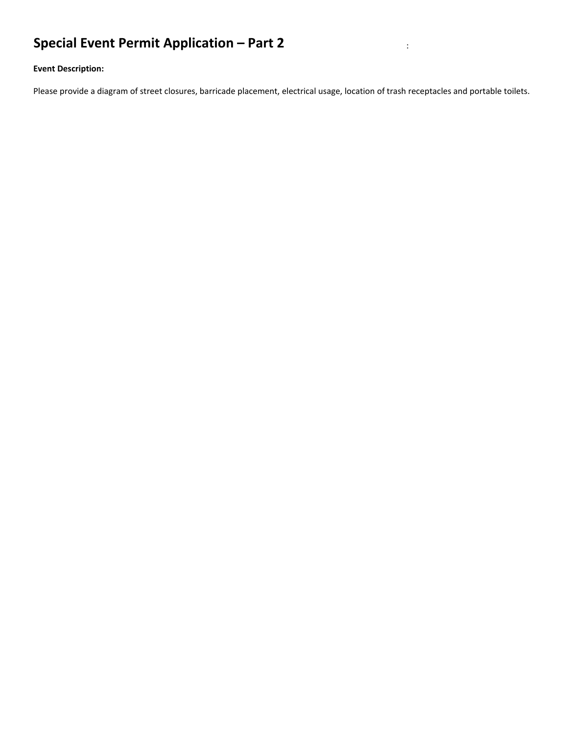# Special Event Permit Application – Part 2

:

**Event Description:**

Please provide a diagram of street closures, barricade placement, electrical usage, location of trash receptacles and portable toilets.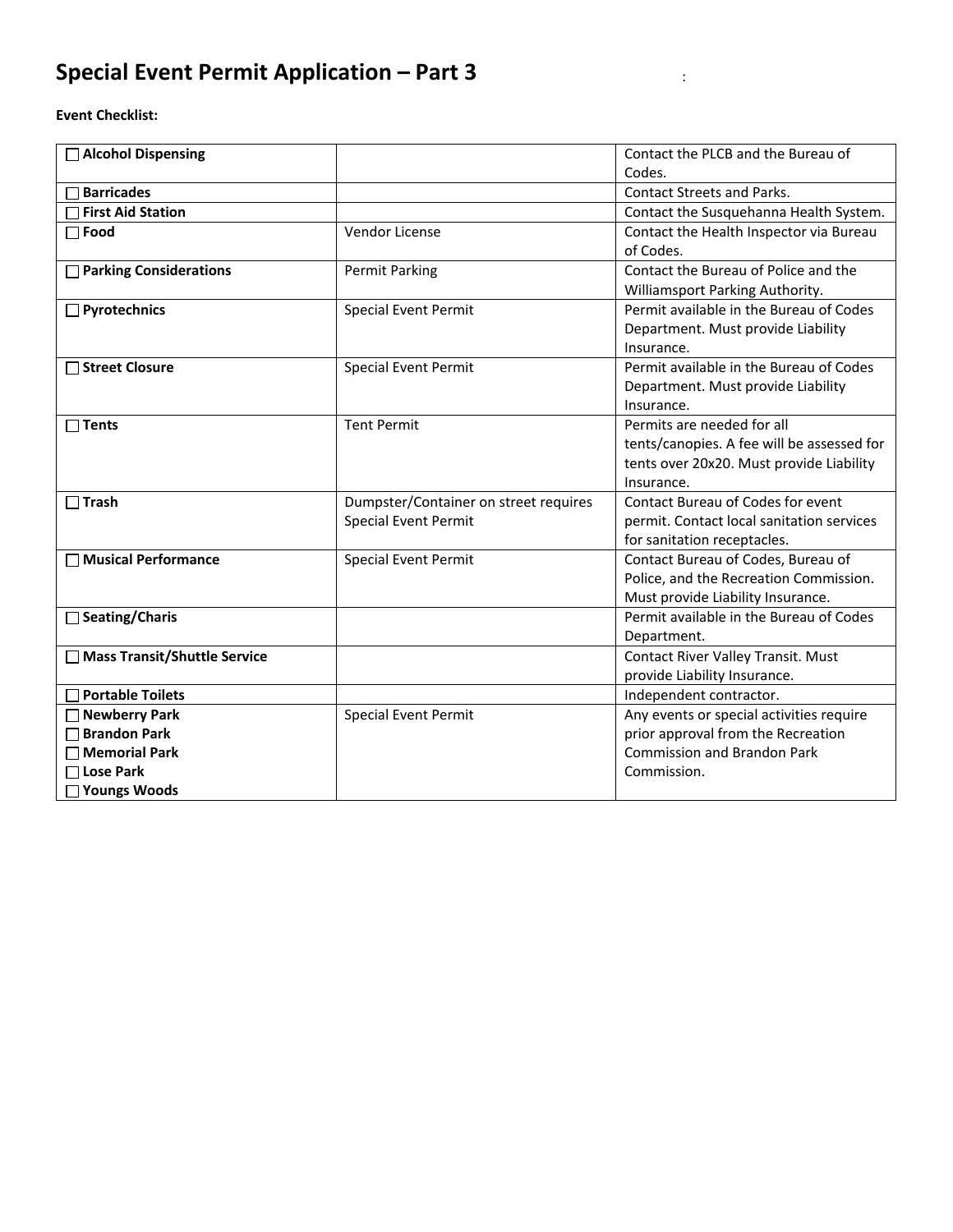# Special Event Permit Application – Part 3

**Event Checklist:**

| | | |
|---|---|---|
| ☐ **Alcohol Dispensing** | | Contact the PLCB and the Bureau of Codes. |
| ☐ **Barricades** | | Contact Streets and Parks. |
| ☐ **First Aid Station** | | Contact the Susquehanna Health System. |
| ☐ **Food** | Vendor License | Contact the Health Inspector via Bureau of Codes. |
| ☐ **Parking Considerations** | Permit Parking | Contact the Bureau of Police and the Williamsport Parking Authority. |
| ☐ **Pyrotechnics** | Special Event Permit | Permit available in the Bureau of Codes Department. Must provide Liability Insurance. |
| ☐ **Street Closure** | Special Event Permit | Permit available in the Bureau of Codes Department. Must provide Liability Insurance. |
| ☐ **Tents** | Tent Permit | Permits are needed for all tents/canopies. A fee will be assessed for tents over 20x20. Must provide Liability Insurance. |
| ☐ **Trash** | Dumpster/Container on street requires Special Event Permit | Contact Bureau of Codes for event permit. Contact local sanitation services for sanitation receptacles. |
| ☐ **Musical Performance** | Special Event Permit | Contact Bureau of Codes, Bureau of Police, and the Recreation Commission. Must provide Liability Insurance. |
| ☐ **Seating/Charis** | | Permit available in the Bureau of Codes Department. |
| ☐ **Mass Transit/Shuttle Service** | | Contact River Valley Transit. Must provide Liability Insurance. |
| ☐ **Portable Toilets** | | Independent contractor. |
| ☐ **Newberry Park**<br>☐ **Brandon Park**<br>☐ **Memorial Park**<br>☐ **Lose Park**<br>☐ **Youngs Woods** | Special Event Permit | Any events or special activities require prior approval from the Recreation Commission and Brandon Park Commission. |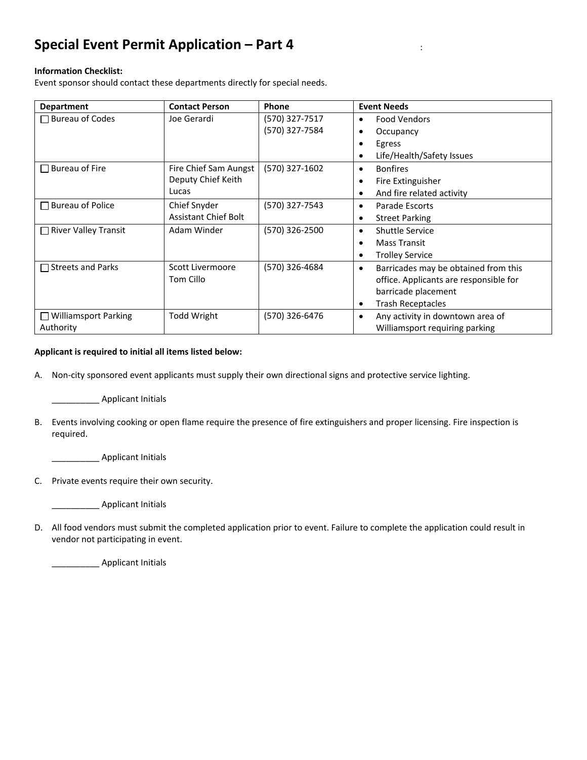# Special Event Permit Application – Part 4

**Information Checklist:**
Event sponsor should contact these departments directly for special needs.

| Department | Contact Person | Phone | Event Needs |
|---|---|---|---|
| ☐ Bureau of Codes | Joe Gerardi | (570) 327-7517<br>(570) 327-7584 | • Food Vendors<br>• Occupancy<br>• Egress<br>• Life/Health/Safety Issues |
| ☐ Bureau of Fire | Fire Chief Sam Aungst<br>Deputy Chief Keith Lucas | (570) 327-1602 | • Bonfires<br>• Fire Extinguisher<br>• And fire related activity |
| ☐ Bureau of Police | Chief Snyder<br>Assistant Chief Bolt | (570) 327-7543 | • Parade Escorts<br>• Street Parking |
| ☐ River Valley Transit | Adam Winder | (570) 326-2500 | • Shuttle Service<br>• Mass Transit<br>• Trolley Service |
| ☐ Streets and Parks | Scott Livermoore<br>Tom Cillo | (570) 326-4684 | • Barricades may be obtained from this office. Applicants are responsible for barricade placement<br>• Trash Receptacles |
| ☐ Williamsport Parking Authority | Todd Wright | (570) 326-6476 | • Any activity in downtown area of Williamsport requiring parking |

**Applicant is required to initial all items listed below:**

A. Non-city sponsored event applicants must supply their own directional signs and protective service lighting.

__________ Applicant Initials

B. Events involving cooking or open flame require the presence of fire extinguishers and proper licensing. Fire inspection is required.

__________ Applicant Initials

C. Private events require their own security.

__________ Applicant Initials

D. All food vendors must submit the completed application prior to event. Failure to complete the application could result in vendor not participating in event.

__________ Applicant Initials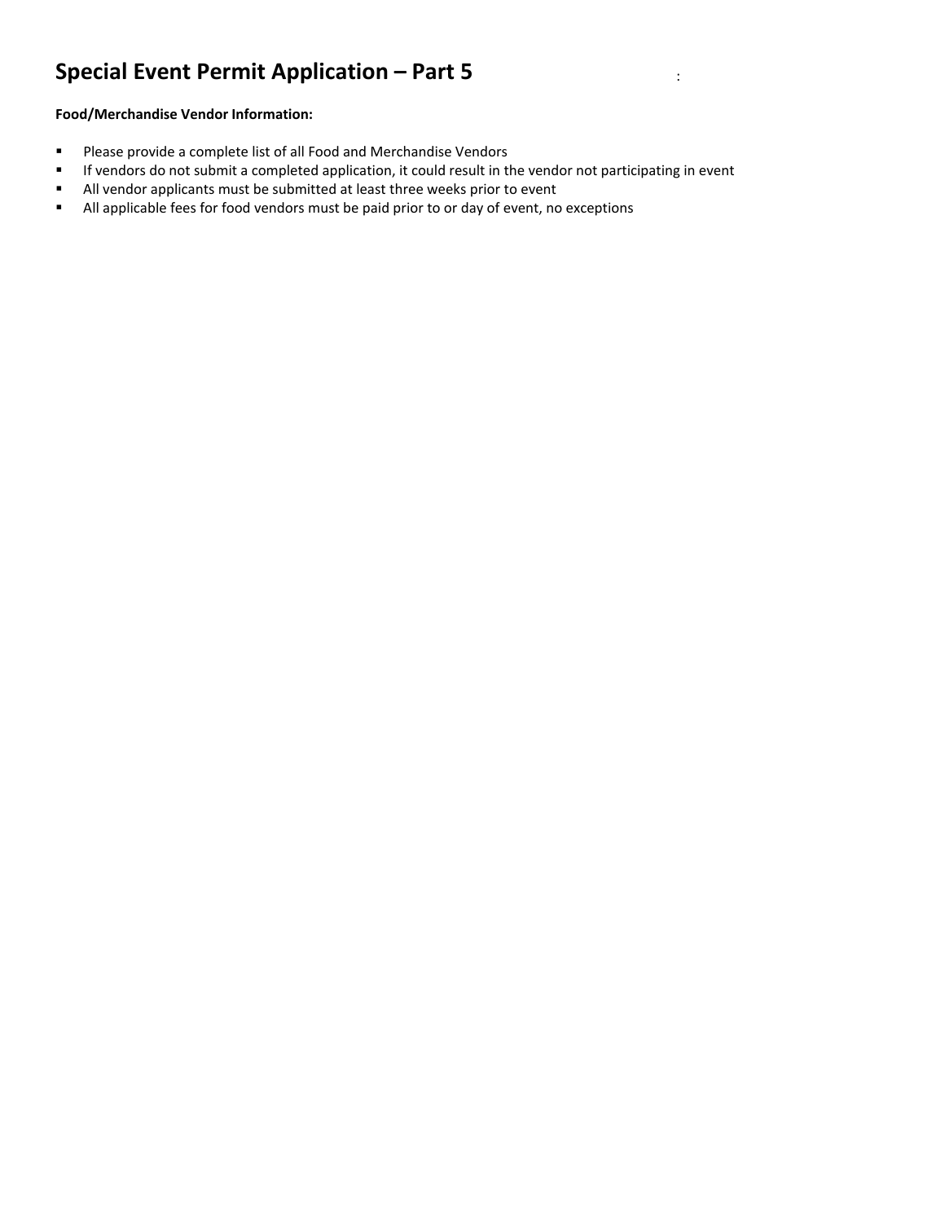# Special Event Permit Application – Part 5

**Food/Merchandise Vendor Information:**

- Please provide a complete list of all Food and Merchandise Vendors
- If vendors do not submit a completed application, it could result in the vendor not participating in event
- All vendor applicants must be submitted at least three weeks prior to event
- All applicable fees for food vendors must be paid prior to or day of event, no exceptions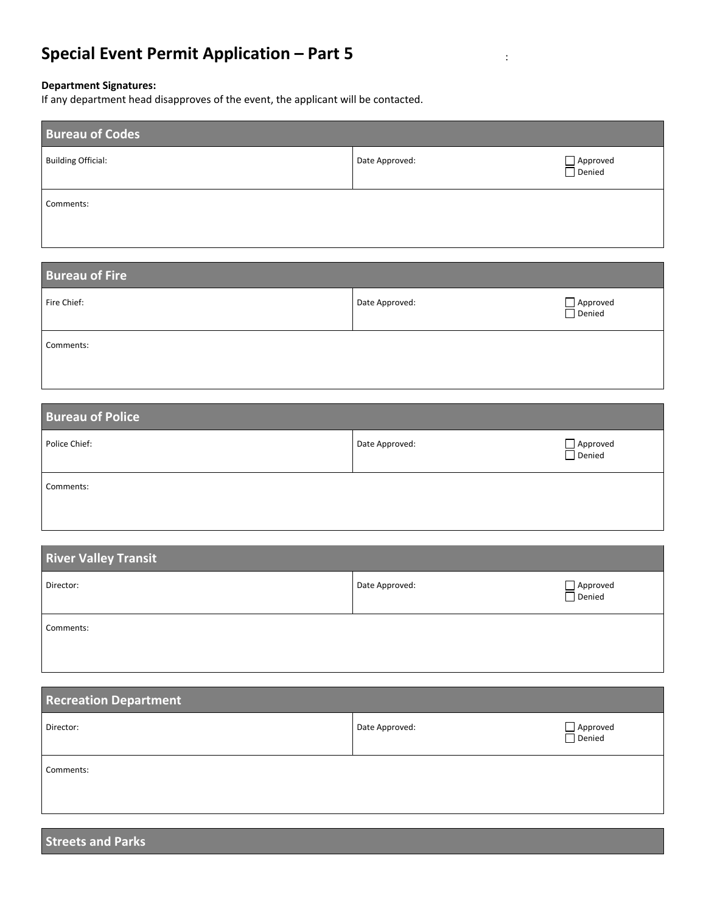# Special Event Permit Application – Part 5

**Department Signatures:**
If any department head disapproves of the event, the applicant will be contacted.

| Bureau of Codes | | |
|---|---|---|
| Building Official: | Date Approved: | ☐ Approved ☐ Denied |
| Comments: | | |

| Bureau of Fire | | |
|---|---|---|
| Fire Chief: | Date Approved: | ☐ Approved ☐ Denied |
| Comments: | | |

| Bureau of Police | | |
|---|---|---|
| Police Chief: | Date Approved: | ☐ Approved ☐ Denied |
| Comments: | | |

| River Valley Transit | | |
|---|---|---|
| Director: | Date Approved: | ☐ Approved ☐ Denied |
| Comments: | | |

| Recreation Department | | |
|---|---|---|
| Director: | Date Approved: | ☐ Approved ☐ Denied |
| Comments: | | |

| Streets and Parks |
|---|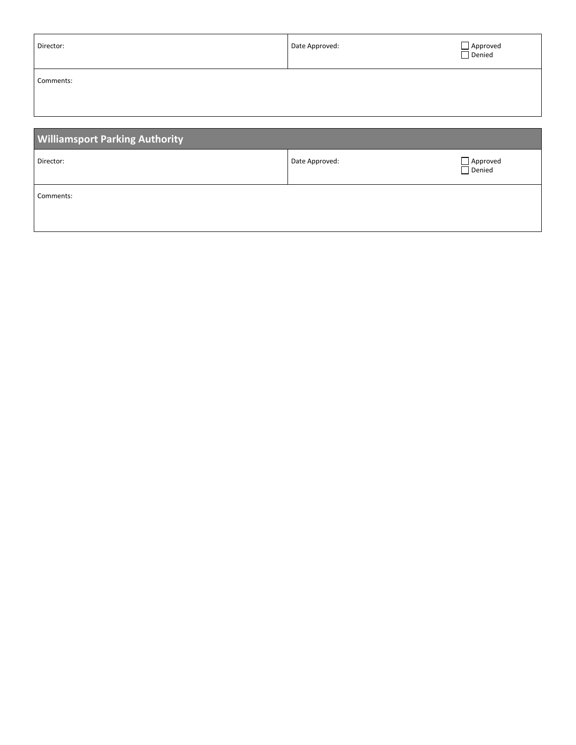| | | |
|---|---|---|
| Director: | Date Approved: | ☐ Approved<br>☐ Denied |
| Comments: | | |

## Williamsport Parking Authority

| | | |
|---|---|---|
| Director: | Date Approved: | ☐ Approved<br>☐ Denied |
| Comments: | | |